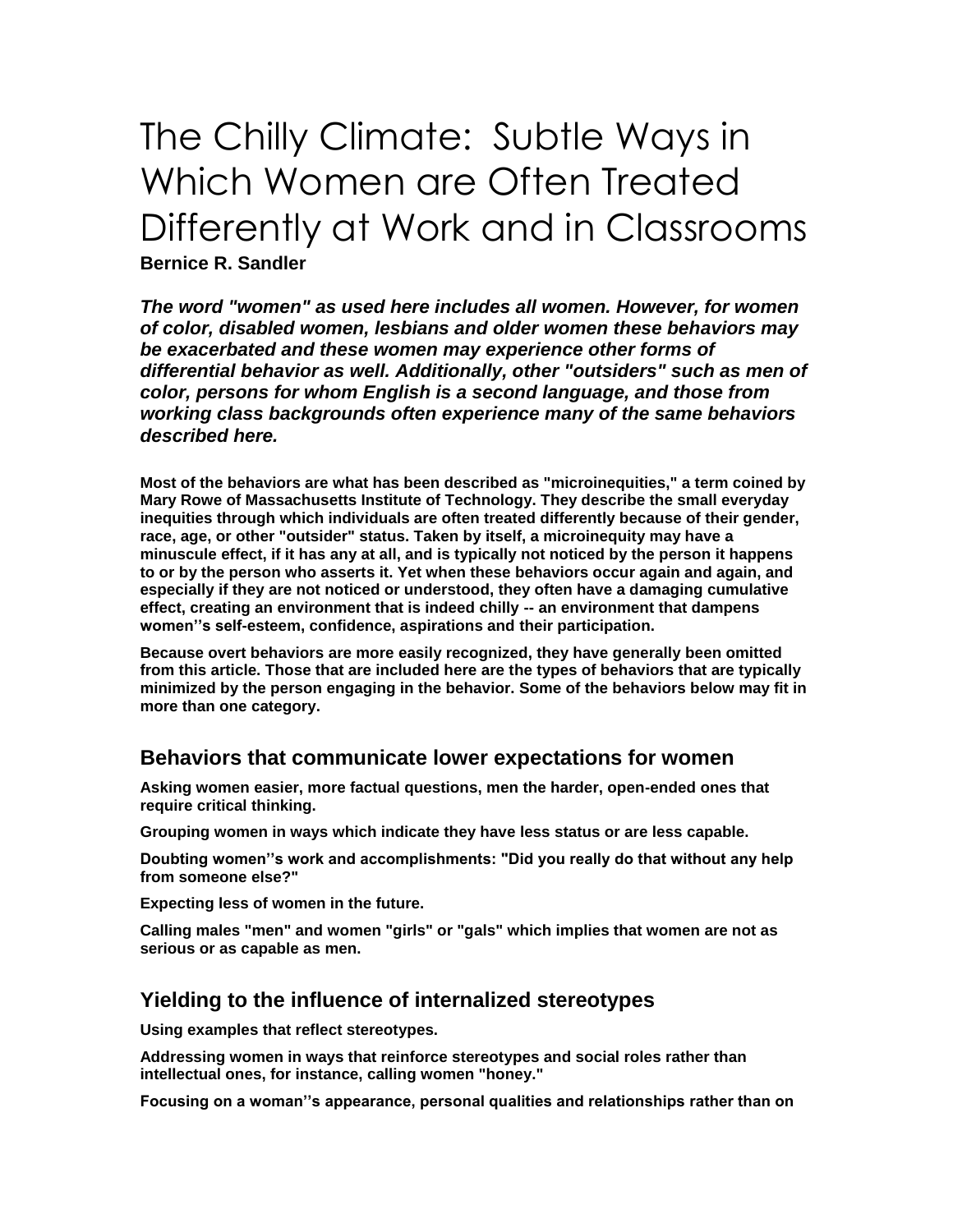# The Chilly Climate: Subtle Ways in Which Women are Often Treated Differently at Work and in Classrooms

**Bernice R. Sandler**

***The word "women" as used here includes all women. However, for women of color, disabled women, lesbians and older women these behaviors may be exacerbated and these women may experience other forms of differential behavior as well. Additionally, other "outsiders" such as men of color, persons for whom English is a second language, and those from working class backgrounds often experience many of the same behaviors described here.***

**Most of the behaviors are what has been described as "microinequities," a term coined by Mary Rowe of Massachusetts Institute of Technology. They describe the small everyday inequities through which individuals are often treated differently because of their gender, race, age, or other "outsider" status. Taken by itself, a microinequity may have a minuscule effect, if it has any at all, and is typically not noticed by the person it happens to or by the person who asserts it. Yet when these behaviors occur again and again, and especially if they are not noticed or understood, they often have a damaging cumulative effect, creating an environment that is indeed chilly -- an environment that dampens women''s self-esteem, confidence, aspirations and their participation.**

**Because overt behaviors are more easily recognized, they have generally been omitted from this article. Those that are included here are the types of behaviors that are typically minimized by the person engaging in the behavior. Some of the behaviors below may fit in more than one category.**

## Behaviors that communicate lower expectations for women

**Asking women easier, more factual questions, men the harder, open-ended ones that require critical thinking.**

**Grouping women in ways which indicate they have less status or are less capable.**

**Doubting women''s work and accomplishments: "Did you really do that without any help from someone else?"**

**Expecting less of women in the future.**

**Calling males "men" and women "girls" or "gals" which implies that women are not as serious or as capable as men.**

## Yielding to the influence of internalized stereotypes

**Using examples that reflect stereotypes.**

**Addressing women in ways that reinforce stereotypes and social roles rather than intellectual ones, for instance, calling women "honey."**

**Focusing on a woman''s appearance, personal qualities and relationships rather than on**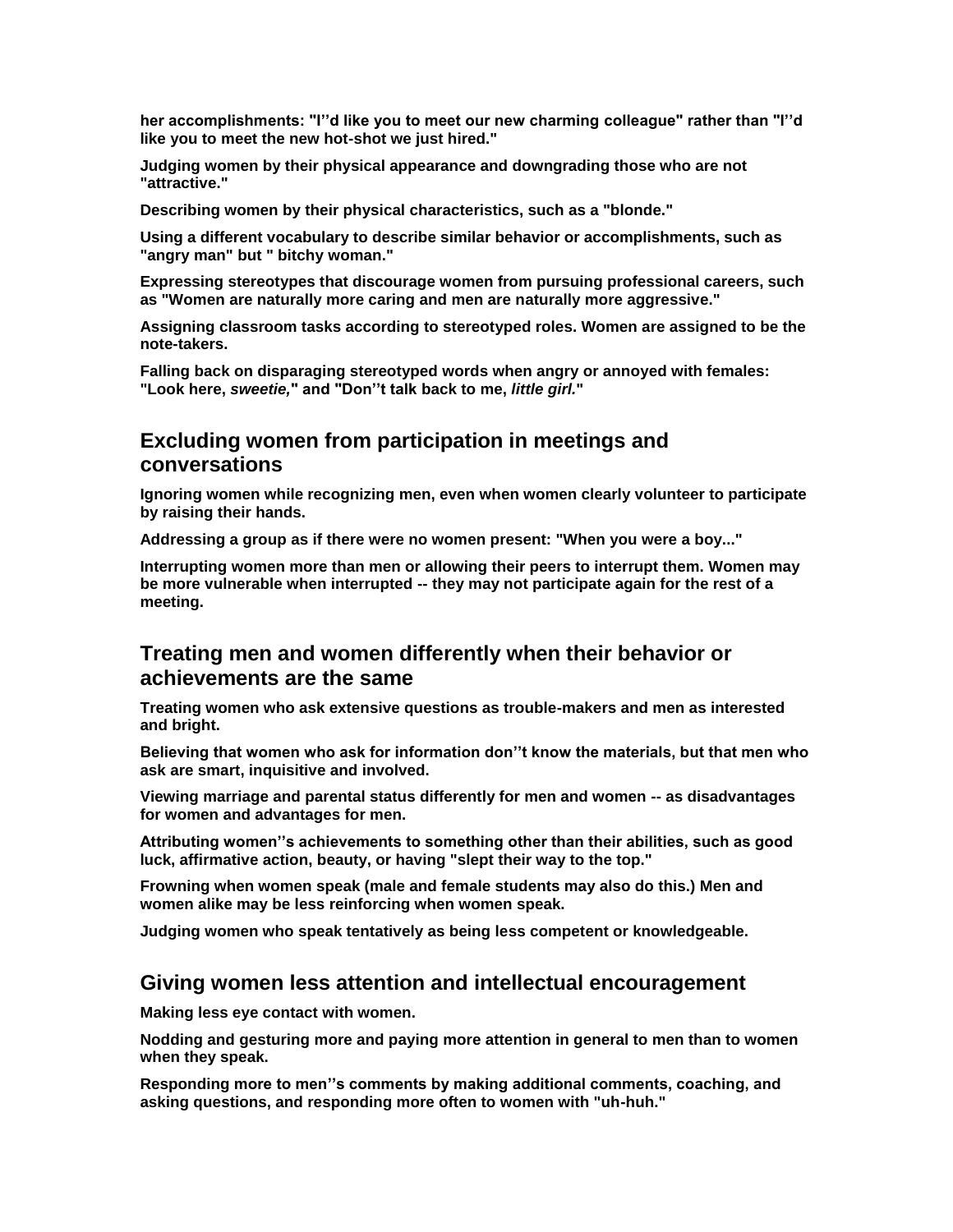**her accomplishments: "I''d like you to meet our new charming colleague" rather than "I''d like you to meet the new hot-shot we just hired."**

**Judging women by their physical appearance and downgrading those who are not "attractive."**

**Describing women by their physical characteristics, such as a "blonde."**

**Using a different vocabulary to describe similar behavior or accomplishments, such as "angry man" but " bitchy woman."**

**Expressing stereotypes that discourage women from pursuing professional careers, such as "Women are naturally more caring and men are naturally more aggressive."**

**Assigning classroom tasks according to stereotyped roles. Women are assigned to be the note-takers.**

**Falling back on disparaging stereotyped words when angry or annoyed with females: "Look here, *sweetie,*" and "Don''t talk back to me, *little girl.*"**

## Excluding women from participation in meetings and conversations

**Ignoring women while recognizing men, even when women clearly volunteer to participate by raising their hands.**

**Addressing a group as if there were no women present: "When you were a boy..."**

**Interrupting women more than men or allowing their peers to interrupt them. Women may be more vulnerable when interrupted -- they may not participate again for the rest of a meeting.**

## Treating men and women differently when their behavior or achievements are the same

**Treating women who ask extensive questions as trouble-makers and men as interested and bright.**

**Believing that women who ask for information don''t know the materials, but that men who ask are smart, inquisitive and involved.**

**Viewing marriage and parental status differently for men and women -- as disadvantages for women and advantages for men.**

**Attributing women''s achievements to something other than their abilities, such as good luck, affirmative action, beauty, or having "slept their way to the top."**

**Frowning when women speak (male and female students may also do this.) Men and women alike may be less reinforcing when women speak.**

**Judging women who speak tentatively as being less competent or knowledgeable.**

## Giving women less attention and intellectual encouragement

**Making less eye contact with women.**

**Nodding and gesturing more and paying more attention in general to men than to women when they speak.**

**Responding more to men''s comments by making additional comments, coaching, and asking questions, and responding more often to women with "uh-huh."**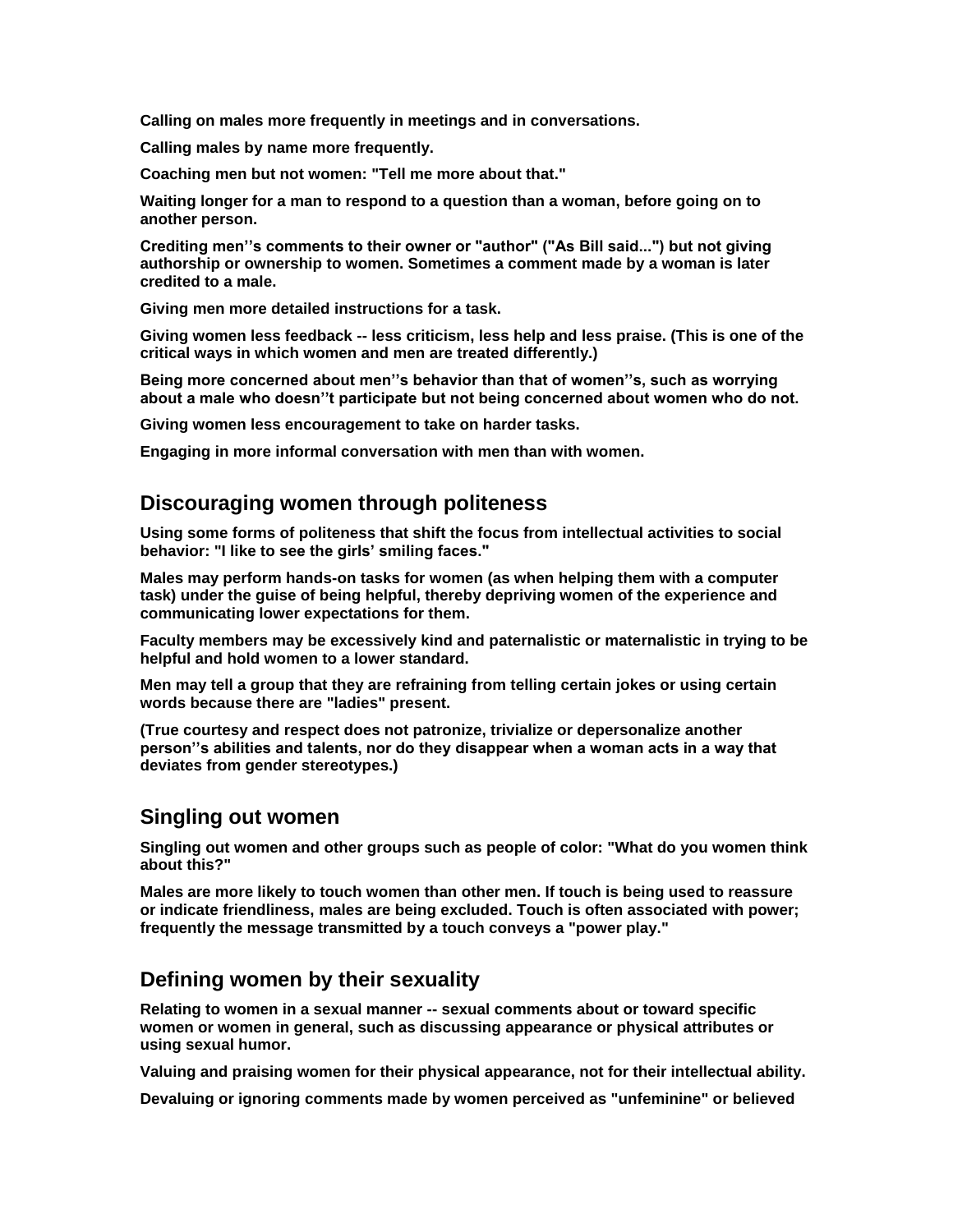Calling on males more frequently in meetings and in conversations.

Calling males by name more frequently.

Coaching men but not women: "Tell me more about that."

Waiting longer for a man to respond to a question than a woman, before going on to another person.

Crediting men''s comments to their owner or "author" ("As Bill said...") but not giving authorship or ownership to women. Sometimes a comment made by a woman is later credited to a male.

Giving men more detailed instructions for a task.

Giving women less feedback -- less criticism, less help and less praise. (This is one of the critical ways in which women and men are treated differently.)

Being more concerned about men''s behavior than that of women''s, such as worrying about a male who doesn''t participate but not being concerned about women who do not.

Giving women less encouragement to take on harder tasks.

Engaging in more informal conversation with men than with women.

## Discouraging women through politeness

Using some forms of politeness that shift the focus from intellectual activities to social behavior: "I like to see the girls' smiling faces."

Males may perform hands-on tasks for women (as when helping them with a computer task) under the guise of being helpful, thereby depriving women of the experience and communicating lower expectations for them.

Faculty members may be excessively kind and paternalistic or maternalistic in trying to be helpful and hold women to a lower standard.

Men may tell a group that they are refraining from telling certain jokes or using certain words because there are "ladies" present.

(True courtesy and respect does not patronize, trivialize or depersonalize another person''s abilities and talents, nor do they disappear when a woman acts in a way that deviates from gender stereotypes.)

## Singling out women

Singling out women and other groups such as people of color: "What do you women think about this?"

Males are more likely to touch women than other men. If touch is being used to reassure or indicate friendliness, males are being excluded. Touch is often associated with power; frequently the message transmitted by a touch conveys a "power play."

## Defining women by their sexuality

Relating to women in a sexual manner -- sexual comments about or toward specific women or women in general, such as discussing appearance or physical attributes or using sexual humor.

Valuing and praising women for their physical appearance, not for their intellectual ability.

Devaluing or ignoring comments made by women perceived as "unfeminine" or believed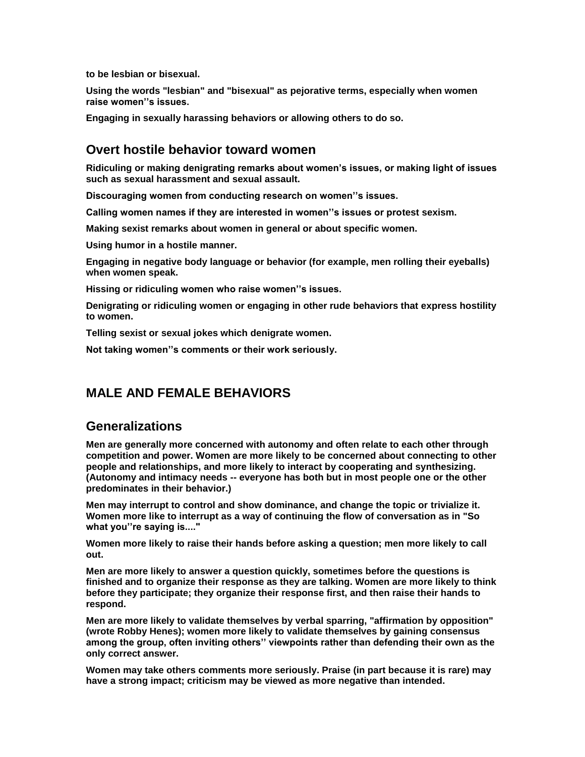**to be lesbian or bisexual.**

**Using the words "lesbian" and "bisexual" as pejorative terms, especially when women raise women''s issues.**

**Engaging in sexually harassing behaviors or allowing others to do so.**

## Overt hostile behavior toward women

**Ridiculing or making denigrating remarks about women's issues, or making light of issues such as sexual harassment and sexual assault.**

**Discouraging women from conducting research on women''s issues.**

**Calling women names if they are interested in women''s issues or protest sexism.**

**Making sexist remarks about women in general or about specific women.**

**Using humor in a hostile manner.**

**Engaging in negative body language or behavior (for example, men rolling their eyeballs) when women speak.**

**Hissing or ridiculing women who raise women''s issues.**

**Denigrating or ridiculing women or engaging in other rude behaviors that express hostility to women.**

**Telling sexist or sexual jokes which denigrate women.**

**Not taking women''s comments or their work seriously.**

# MALE AND FEMALE BEHAVIORS

## Generalizations

**Men are generally more concerned with autonomy and often relate to each other through competition and power. Women are more likely to be concerned about connecting to other people and relationships, and more likely to interact by cooperating and synthesizing. (Autonomy and intimacy needs -- everyone has both but in most people one or the other predominates in their behavior.)**

**Men may interrupt to control and show dominance, and change the topic or trivialize it. Women more like to interrupt as a way of continuing the flow of conversation as in "So what you''re saying is...."**

**Women more likely to raise their hands before asking a question; men more likely to call out.**

**Men are more likely to answer a question quickly, sometimes before the questions is finished and to organize their response as they are talking. Women are more likely to think before they participate; they organize their response first, and then raise their hands to respond.**

**Men are more likely to validate themselves by verbal sparring, "affirmation by opposition" (wrote Robby Henes); women more likely to validate themselves by gaining consensus among the group, often inviting others'' viewpoints rather than defending their own as the only correct answer.**

**Women may take others comments more seriously. Praise (in part because it is rare) may have a strong impact; criticism may be viewed as more negative than intended.**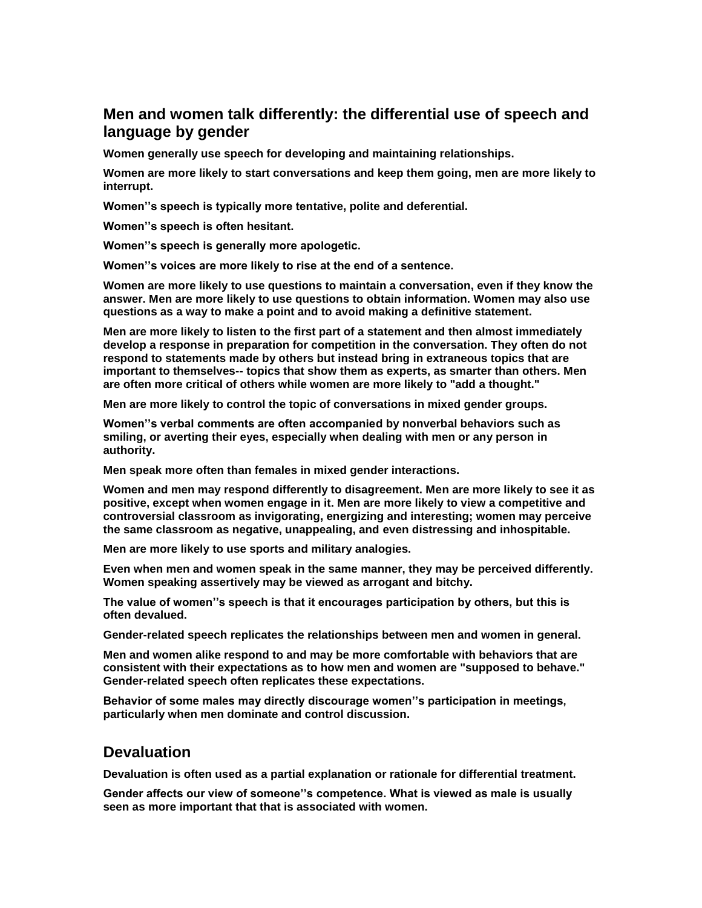## Men and women talk differently: the differential use of speech and language by gender

**Women generally use speech for developing and maintaining relationships.**

**Women are more likely to start conversations and keep them going, men are more likely to interrupt.**

**Women''s speech is typically more tentative, polite and deferential.**

**Women''s speech is often hesitant.**

**Women''s speech is generally more apologetic.**

**Women''s voices are more likely to rise at the end of a sentence.**

**Women are more likely to use questions to maintain a conversation, even if they know the answer. Men are more likely to use questions to obtain information. Women may also use questions as a way to make a point and to avoid making a definitive statement.**

**Men are more likely to listen to the first part of a statement and then almost immediately develop a response in preparation for competition in the conversation. They often do not respond to statements made by others but instead bring in extraneous topics that are important to themselves-- topics that show them as experts, as smarter than others. Men are often more critical of others while women are more likely to "add a thought."**

**Men are more likely to control the topic of conversations in mixed gender groups.**

**Women''s verbal comments are often accompanied by nonverbal behaviors such as smiling, or averting their eyes, especially when dealing with men or any person in authority.**

**Men speak more often than females in mixed gender interactions.**

**Women and men may respond differently to disagreement. Men are more likely to see it as positive, except when women engage in it. Men are more likely to view a competitive and controversial classroom as invigorating, energizing and interesting; women may perceive the same classroom as negative, unappealing, and even distressing and inhospitable.**

**Men are more likely to use sports and military analogies.**

**Even when men and women speak in the same manner, they may be perceived differently. Women speaking assertively may be viewed as arrogant and bitchy.**

**The value of women''s speech is that it encourages participation by others, but this is often devalued.**

**Gender-related speech replicates the relationships between men and women in general.**

**Men and women alike respond to and may be more comfortable with behaviors that are consistent with their expectations as to how men and women are "supposed to behave." Gender-related speech often replicates these expectations.**

**Behavior of some males may directly discourage women''s participation in meetings, particularly when men dominate and control discussion.**

## Devaluation

**Devaluation is often used as a partial explanation or rationale for differential treatment.**

**Gender affects our view of someone''s competence. What is viewed as male is usually seen as more important that that is associated with women.**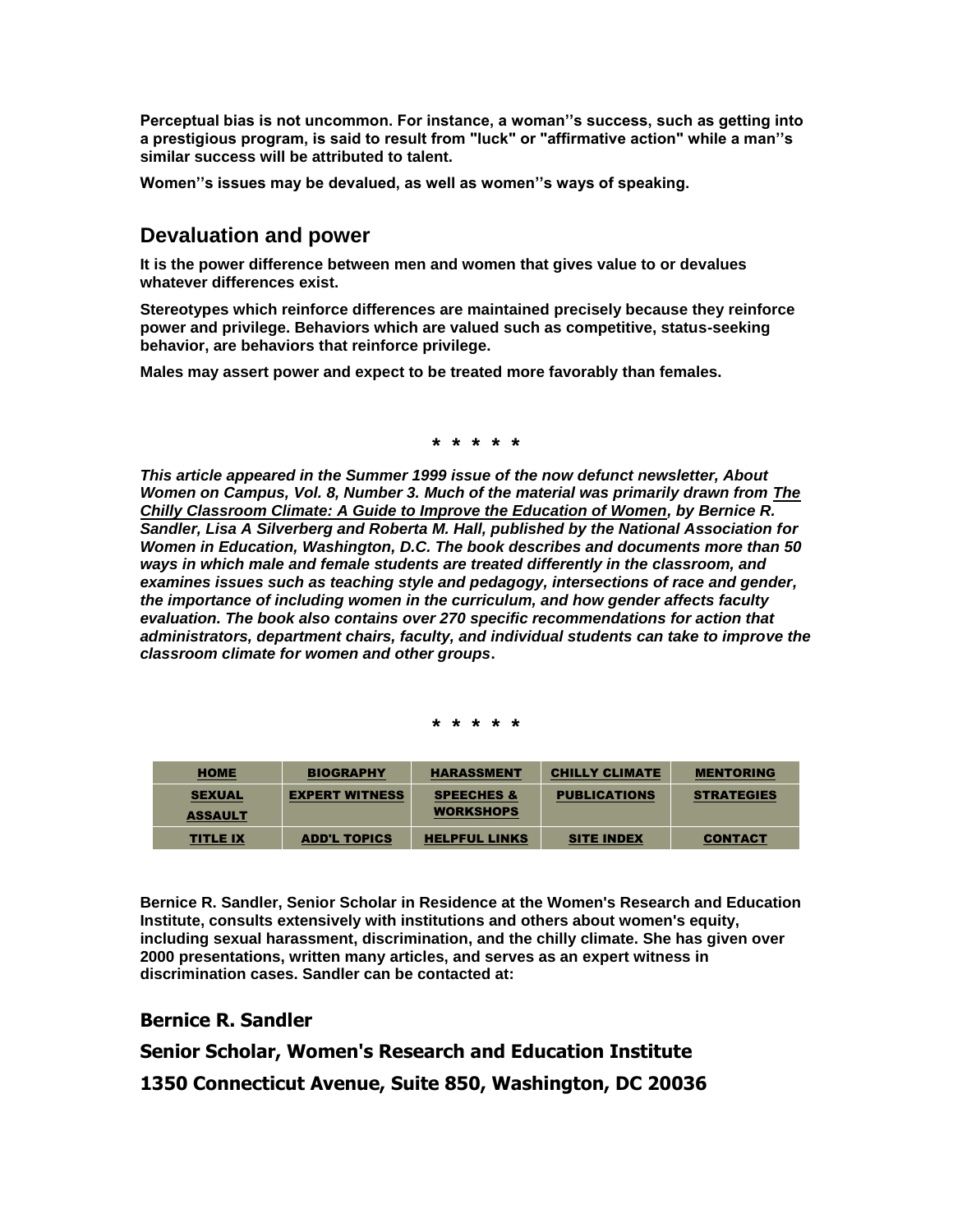**Perceptual bias is not uncommon. For instance, a woman''s success, such as getting into a prestigious program, is said to result from "luck" or "affirmative action" while a man''s similar success will be attributed to talent.**

**Women''s issues may be devalued, as well as women''s ways of speaking.**

## Devaluation and power

**It is the power difference between men and women that gives value to or devalues whatever differences exist.**

**Stereotypes which reinforce differences are maintained precisely because they reinforce power and privilege. Behaviors which are valued such as competitive, status-seeking behavior, are behaviors that reinforce privilege.**

**Males may assert power and expect to be treated more favorably than females.**

\* \* \* \* \*

***This article appeared in the Summer 1999 issue of the now defunct newsletter, About Women on Campus, Vol. 8, Number 3. Much of the material was primarily drawn from The Chilly Classroom Climate: A Guide to Improve the Education of Women, by Bernice R. Sandler, Lisa A Silverberg and Roberta M. Hall, published by the National Association for Women in Education, Washington, D.C. The book describes and documents more than 50 ways in which male and female students are treated differently in the classroom, and examines issues such as teaching style and pedagogy, intersections of race and gender, the importance of including women in the curriculum, and how gender affects faculty evaluation. The book also contains over 270 specific recommendations for action that administrators, department chairs, faculty, and individual students can take to improve the classroom climate for women and other groups*.**

\* \* \* \* \*

| HOME | BIOGRAPHY | HARASSMENT | CHILLY CLIMATE | MENTORING |
|---|---|---|---|---|
| SEXUAL ASSAULT | EXPERT WITNESS | SPEECHES & WORKSHOPS | PUBLICATIONS | STRATEGIES |
| TITLE IX | ADD'L TOPICS | HELPFUL LINKS | SITE INDEX | CONTACT |

**Bernice R. Sandler, Senior Scholar in Residence at the Women's Research and Education Institute, consults extensively with institutions and others about women's equity, including sexual harassment, discrimination, and the chilly climate. She has given over 2000 presentations, written many articles, and serves as an expert witness in discrimination cases. Sandler can be contacted at:**

**Bernice R. Sandler**

**Senior Scholar, Women's Research and Education Institute**

**1350 Connecticut Avenue, Suite 850, Washington, DC 20036**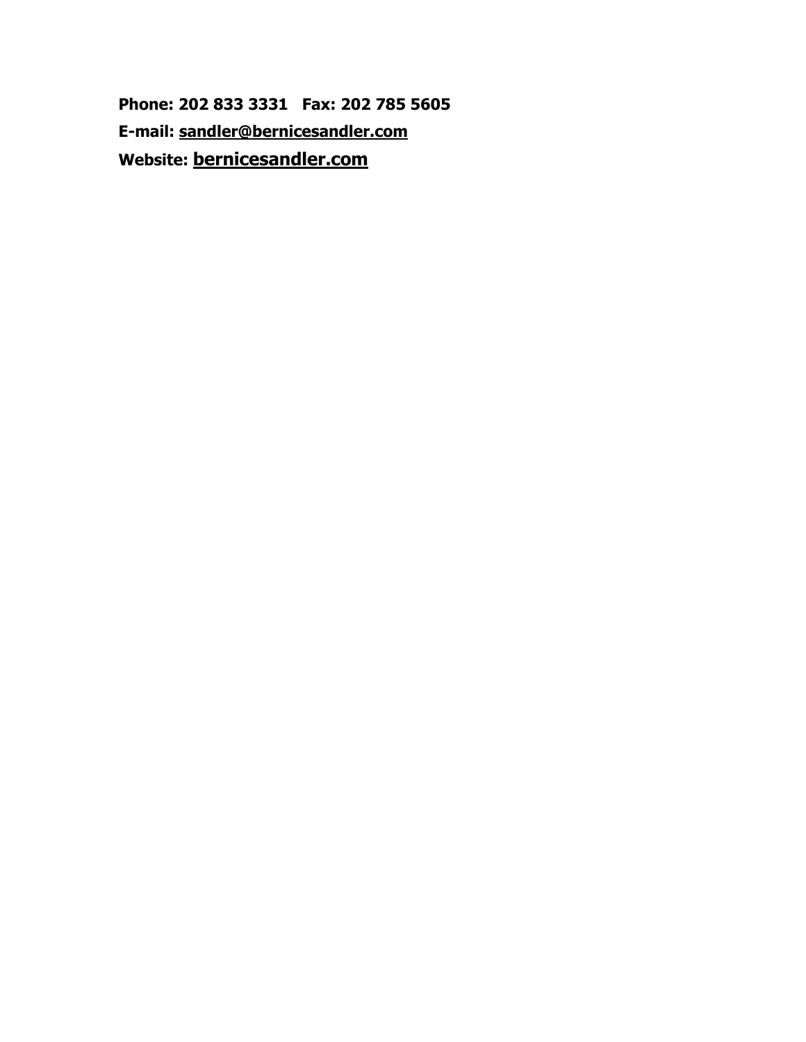**Phone: 202 833 3331   Fax: 202 785 5605**

**E-mail: sandler@bernicesandler.com**

**Website: bernicesandler.com**